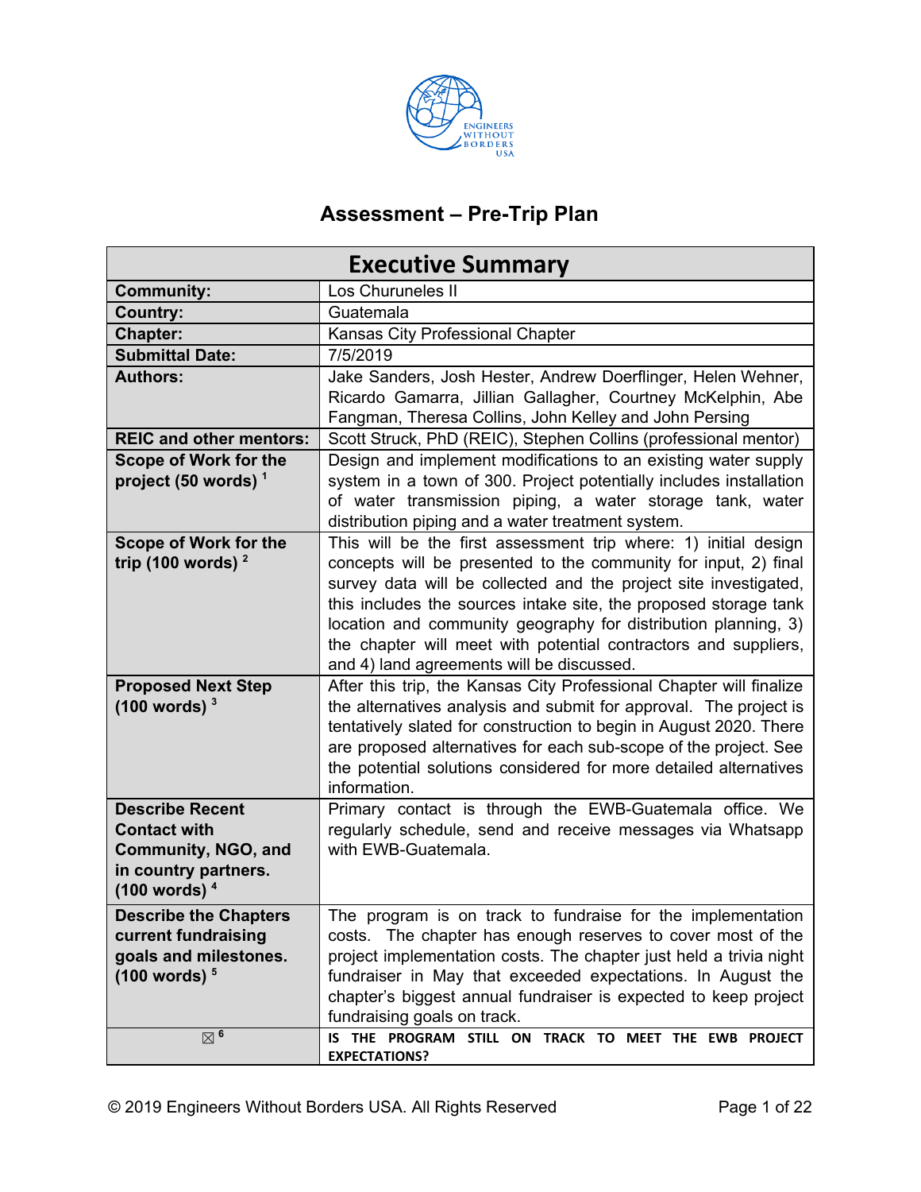# Assessment – Pre-Trip Plan

| Executive Summary | |
|---|---|
| **Community:** | Los Churuneles II |
| **Country:** | Guatemala |
| **Chapter:** | Kansas City Professional Chapter |
| **Submittal Date:** | 7/5/2019 |
| **Authors:** | Jake Sanders, Josh Hester, Andrew Doerflinger, Helen Wehner, Ricardo Gamarra, Jillian Gallagher, Courtney McKelphin, Abe Fangman, Theresa Collins, John Kelley and John Persing |
| **REIC and other mentors:** | Scott Struck, PhD (REIC), Stephen Collins (professional mentor) |
| **Scope of Work for the project (50 words)** [1] | Design and implement modifications to an existing water supply system in a town of 300. Project potentially includes installation of water transmission piping, a water storage tank, water distribution piping and a water treatment system. |
| **Scope of Work for the trip (100 words)** [2] | This will be the first assessment trip where: 1) initial design concepts will be presented to the community for input, 2) final survey data will be collected and the project site investigated, this includes the sources intake site, the proposed storage tank location and community geography for distribution planning, 3) the chapter will meet with potential contractors and suppliers, and 4) land agreements will be discussed. |
| **Proposed Next Step (100 words)** [3] | After this trip, the Kansas City Professional Chapter will finalize the alternatives analysis and submit for approval. The project is tentatively slated for construction to begin in August 2020. There are proposed alternatives for each sub-scope of the project. See the potential solutions considered for more detailed alternatives information. |
| **Describe Recent Contact with Community, NGO, and in country partners. (100 words)** [4] | Primary contact is through the EWB-Guatemala office. We regularly schedule, send and receive messages via Whatsapp with EWB-Guatemala. |
| **Describe the Chapters current fundraising goals and milestones. (100 words)** [5] | The program is on track to fundraise for the implementation costs. The chapter has enough reserves to cover most of the project implementation costs. The chapter just held a trivia night fundraiser in May that exceeded expectations. In August the chapter's biggest annual fundraiser is expected to keep project fundraising goals on track. |
| ☒ [6] | **IS THE PROGRAM STILL ON TRACK TO MEET THE EWB PROJECT EXPECTATIONS?** |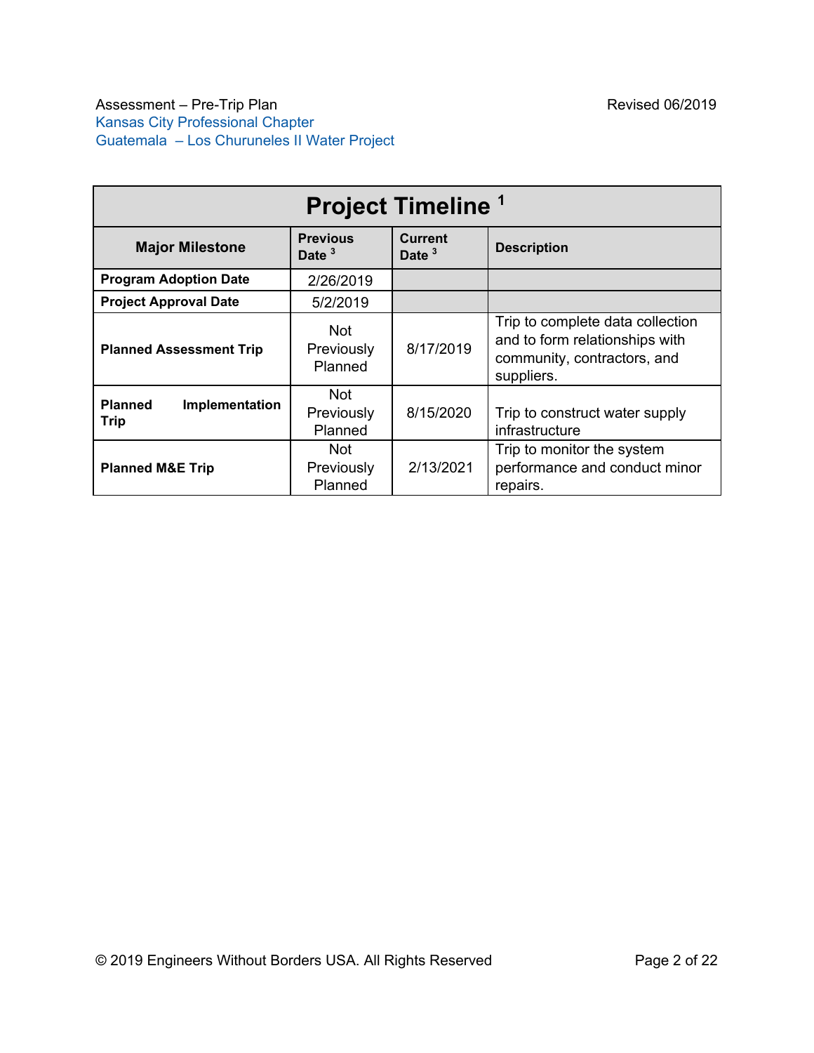| Project Timeline [1] | | | |
|---|---|---|---|
| **Major Milestone** | **Previous Date [3]** | **Current Date [3]** | **Description** |
| **Program Adoption Date** | 2/26/2019 | | |
| **Project Approval Date** | 5/2/2019 | | |
| **Planned Assessment Trip** | Not Previously Planned | 8/17/2019 | Trip to complete data collection and to form relationships with community, contractors, and suppliers. |
| **Planned Implementation Trip** | Not Previously Planned | 8/15/2020 | Trip to construct water supply infrastructure |
| **Planned M&E Trip** | Not Previously Planned | 2/13/2021 | Trip to monitor the system performance and conduct minor repairs. |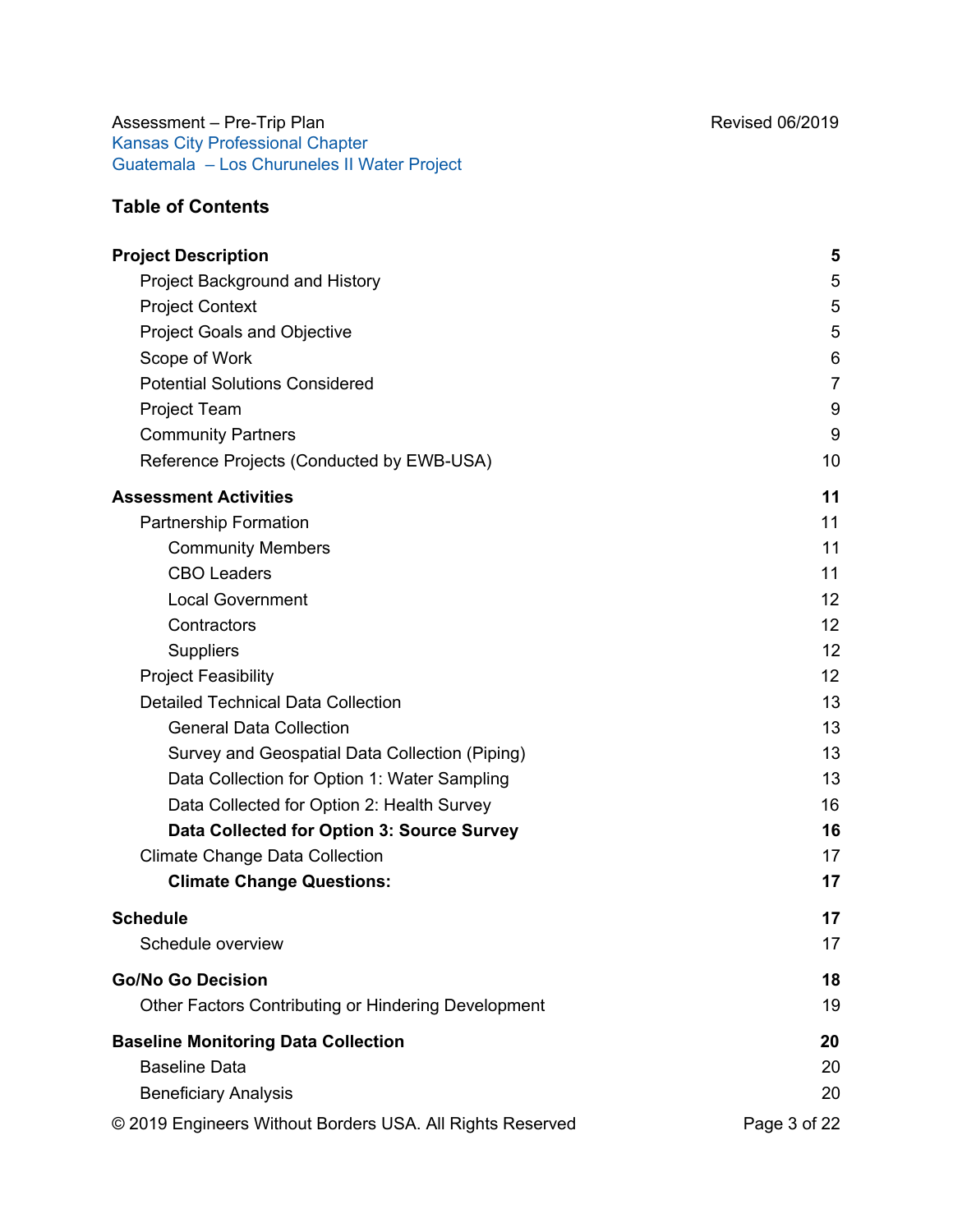## Table of Contents

| | |
|---|---|
| **Project Description** | **5** |
| Project Background and History | 5 |
| Project Context | 5 |
| Project Goals and Objective | 5 |
| Scope of Work | 6 |
| Potential Solutions Considered | 7 |
| Project Team | 9 |
| Community Partners | 9 |
| Reference Projects (Conducted by EWB-USA) | 10 |
| **Assessment Activities** | **11** |
| Partnership Formation | 11 |
| Community Members | 11 |
| CBO Leaders | 11 |
| Local Government | 12 |
| Contractors | 12 |
| Suppliers | 12 |
| Project Feasibility | 12 |
| Detailed Technical Data Collection | 13 |
| General Data Collection | 13 |
| Survey and Geospatial Data Collection (Piping) | 13 |
| Data Collection for Option 1: Water Sampling | 13 |
| Data Collected for Option 2: Health Survey | 16 |
| **Data Collected for Option 3: Source Survey** | **16** |
| Climate Change Data Collection | 17 |
| **Climate Change Questions:** | **17** |
| **Schedule** | **17** |
| Schedule overview | 17 |
| **Go/No Go Decision** | **18** |
| Other Factors Contributing or Hindering Development | 19 |
| **Baseline Monitoring Data Collection** | **20** |
| Baseline Data | 20 |
| Beneficiary Analysis | 20 |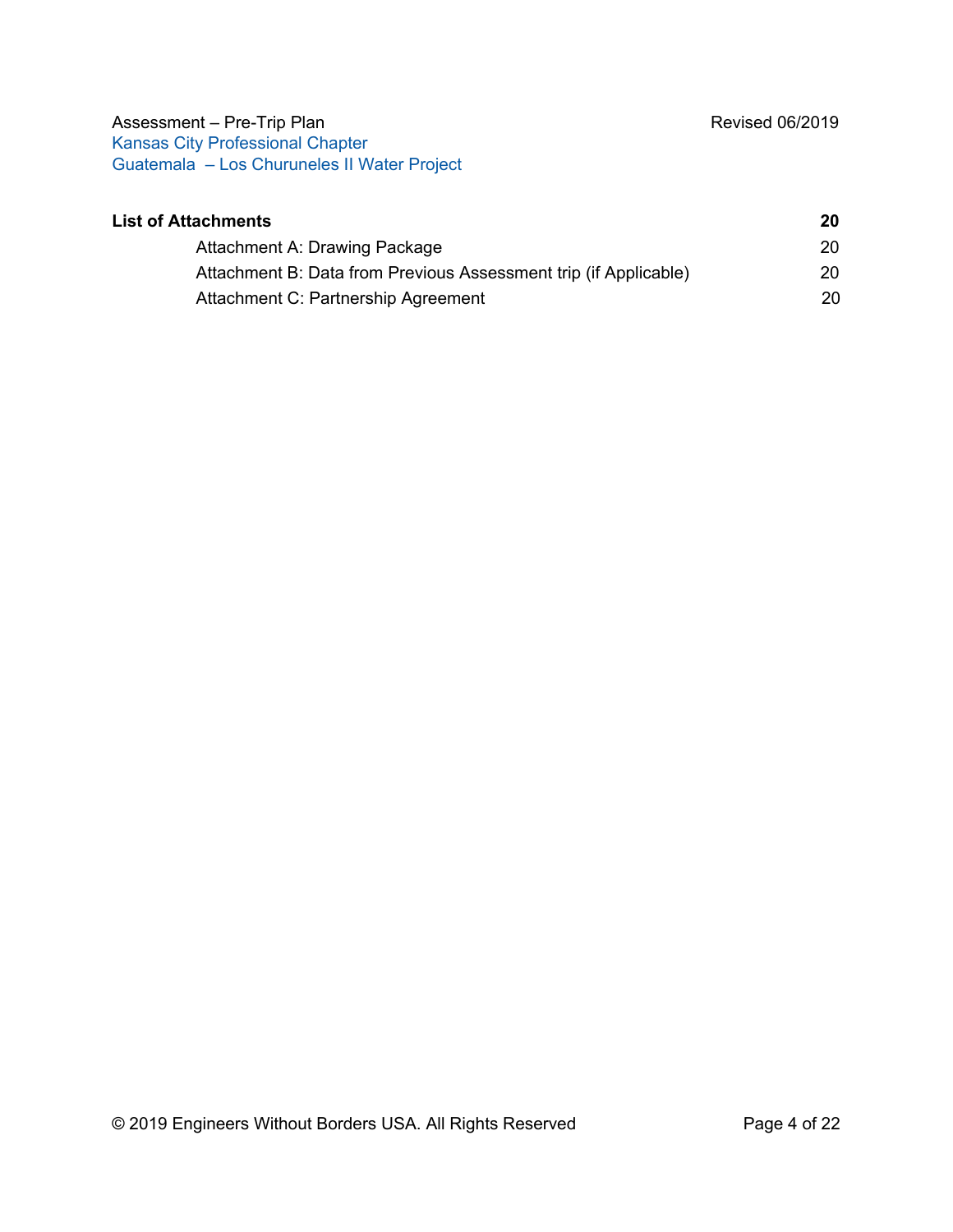**List of Attachments** **20**

Attachment A: Drawing Package 20

Attachment B: Data from Previous Assessment trip (if Applicable) 20

Attachment C: Partnership Agreement 20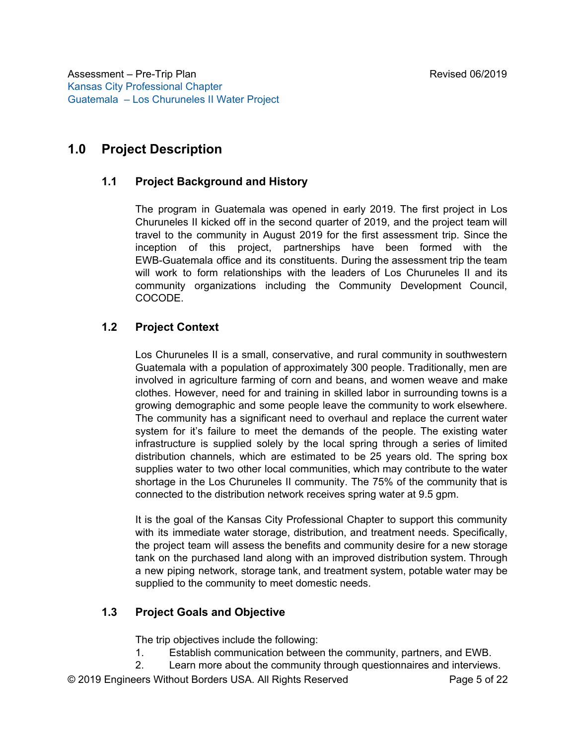# 1.0 Project Description

## 1.1 Project Background and History

The program in Guatemala was opened in early 2019. The first project in Los Churuneles II kicked off in the second quarter of 2019, and the project team will travel to the community in August 2019 for the first assessment trip. Since the inception of this project, partnerships have been formed with the EWB-Guatemala office and its constituents. During the assessment trip the team will work to form relationships with the leaders of Los Churuneles II and its community organizations including the Community Development Council, COCODE.

## 1.2 Project Context

Los Churuneles II is a small, conservative, and rural community in southwestern Guatemala with a population of approximately 300 people. Traditionally, men are involved in agriculture farming of corn and beans, and women weave and make clothes. However, need for and training in skilled labor in surrounding towns is a growing demographic and some people leave the community to work elsewhere. The community has a significant need to overhaul and replace the current water system for it's failure to meet the demands of the people. The existing water infrastructure is supplied solely by the local spring through a series of limited distribution channels, which are estimated to be 25 years old. The spring box supplies water to two other local communities, which may contribute to the water shortage in the Los Churuneles II community. The 75% of the community that is connected to the distribution network receives spring water at 9.5 gpm.

It is the goal of the Kansas City Professional Chapter to support this community with its immediate water storage, distribution, and treatment needs. Specifically, the project team will assess the benefits and community desire for a new storage tank on the purchased land along with an improved distribution system. Through a new piping network, storage tank, and treatment system, potable water may be supplied to the community to meet domestic needs.

## 1.3 Project Goals and Objective

The trip objectives include the following:

1. Establish communication between the community, partners, and EWB.
2. Learn more about the community through questionnaires and interviews.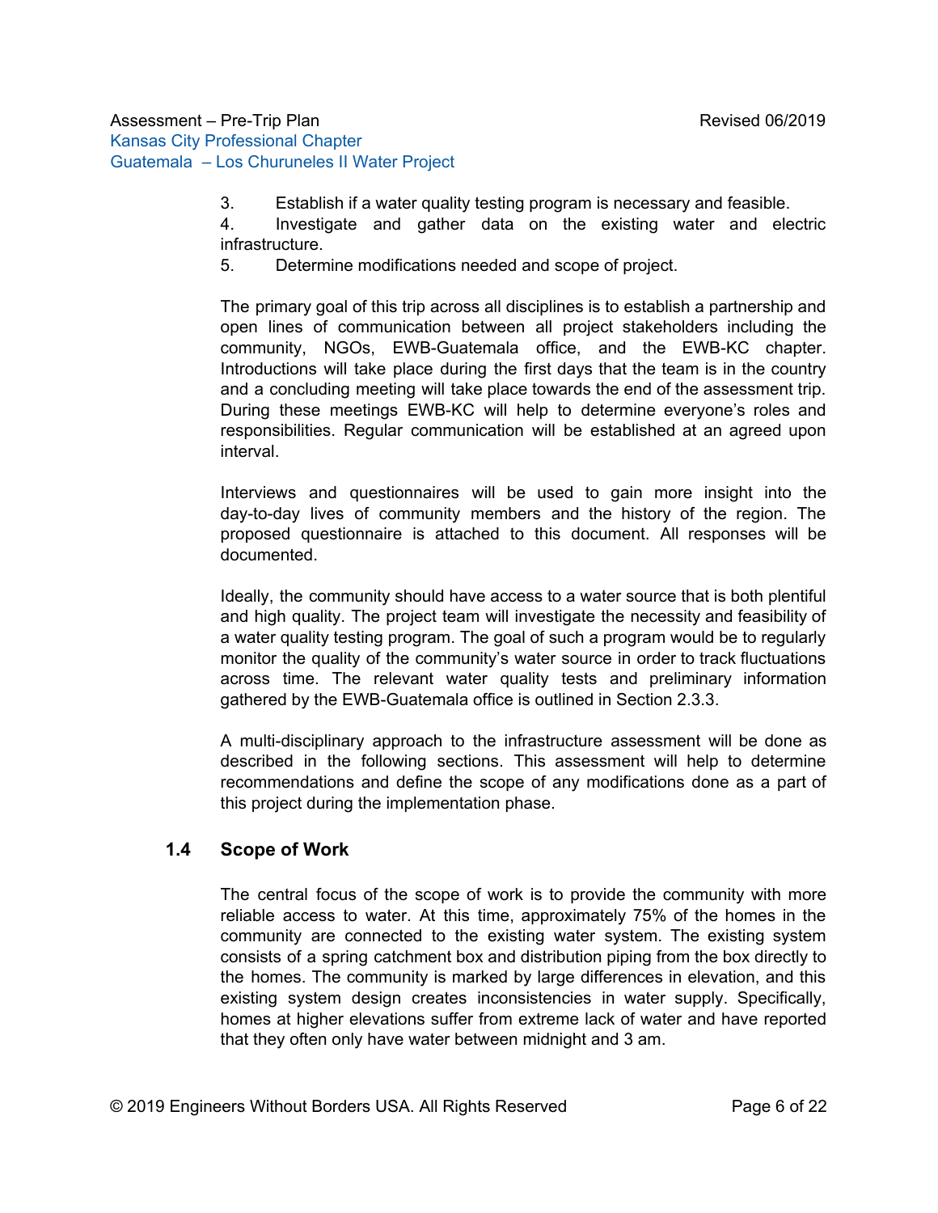3. Establish if a water quality testing program is necessary and feasible.
4. Investigate and gather data on the existing water and electric infrastructure.
5. Determine modifications needed and scope of project.

The primary goal of this trip across all disciplines is to establish a partnership and open lines of communication between all project stakeholders including the community, NGOs, EWB-Guatemala office, and the EWB-KC chapter. Introductions will take place during the first days that the team is in the country and a concluding meeting will take place towards the end of the assessment trip. During these meetings EWB-KC will help to determine everyone's roles and responsibilities. Regular communication will be established at an agreed upon interval.

Interviews and questionnaires will be used to gain more insight into the day-to-day lives of community members and the history of the region. The proposed questionnaire is attached to this document. All responses will be documented.

Ideally, the community should have access to a water source that is both plentiful and high quality. The project team will investigate the necessity and feasibility of a water quality testing program. The goal of such a program would be to regularly monitor the quality of the community's water source in order to track fluctuations across time. The relevant water quality tests and preliminary information gathered by the EWB-Guatemala office is outlined in Section 2.3.3.

A multi-disciplinary approach to the infrastructure assessment will be done as described in the following sections. This assessment will help to determine recommendations and define the scope of any modifications done as a part of this project during the implementation phase.

## 1.4 Scope of Work

The central focus of the scope of work is to provide the community with more reliable access to water. At this time, approximately 75% of the homes in the community are connected to the existing water system. The existing system consists of a spring catchment box and distribution piping from the box directly to the homes. The community is marked by large differences in elevation, and this existing system design creates inconsistencies in water supply. Specifically, homes at higher elevations suffer from extreme lack of water and have reported that they often only have water between midnight and 3 am.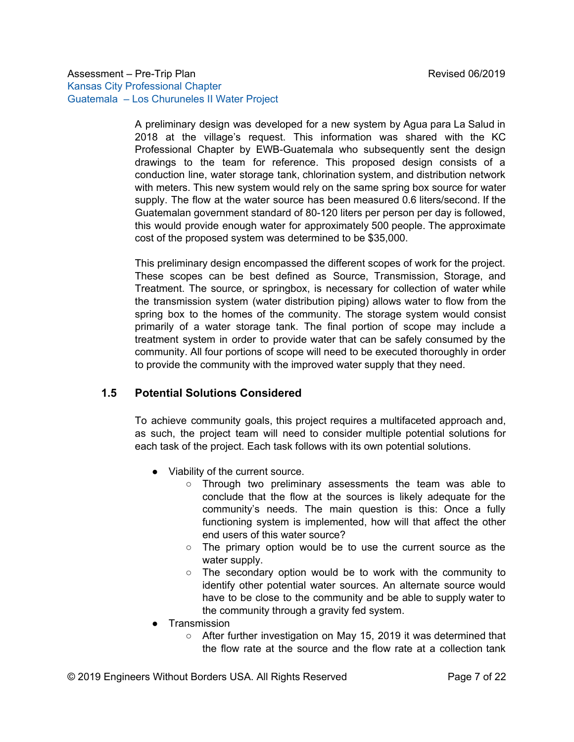A preliminary design was developed for a new system by Agua para La Salud in 2018 at the village's request. This information was shared with the KC Professional Chapter by EWB-Guatemala who subsequently sent the design drawings to the team for reference. This proposed design consists of a conduction line, water storage tank, chlorination system, and distribution network with meters. This new system would rely on the same spring box source for water supply. The flow at the water source has been measured 0.6 liters/second. If the Guatemalan government standard of 80-120 liters per person per day is followed, this would provide enough water for approximately 500 people. The approximate cost of the proposed system was determined to be $35,000.

This preliminary design encompassed the different scopes of work for the project. These scopes can be best defined as Source, Transmission, Storage, and Treatment. The source, or springbox, is necessary for collection of water while the transmission system (water distribution piping) allows water to flow from the spring box to the homes of the community. The storage system would consist primarily of a water storage tank. The final portion of scope may include a treatment system in order to provide water that can be safely consumed by the community. All four portions of scope will need to be executed thoroughly in order to provide the community with the improved water supply that they need.

## 1.5 Potential Solutions Considered

To achieve community goals, this project requires a multifaceted approach and, as such, the project team will need to consider multiple potential solutions for each task of the project. Each task follows with its own potential solutions.

- Viability of the current source.
  - Through two preliminary assessments the team was able to conclude that the flow at the sources is likely adequate for the community's needs. The main question is this: Once a fully functioning system is implemented, how will that affect the other end users of this water source?
  - The primary option would be to use the current source as the water supply.
  - The secondary option would be to work with the community to identify other potential water sources. An alternate source would have to be close to the community and be able to supply water to the community through a gravity fed system.
- Transmission
  - After further investigation on May 15, 2019 it was determined that the flow rate at the source and the flow rate at a collection tank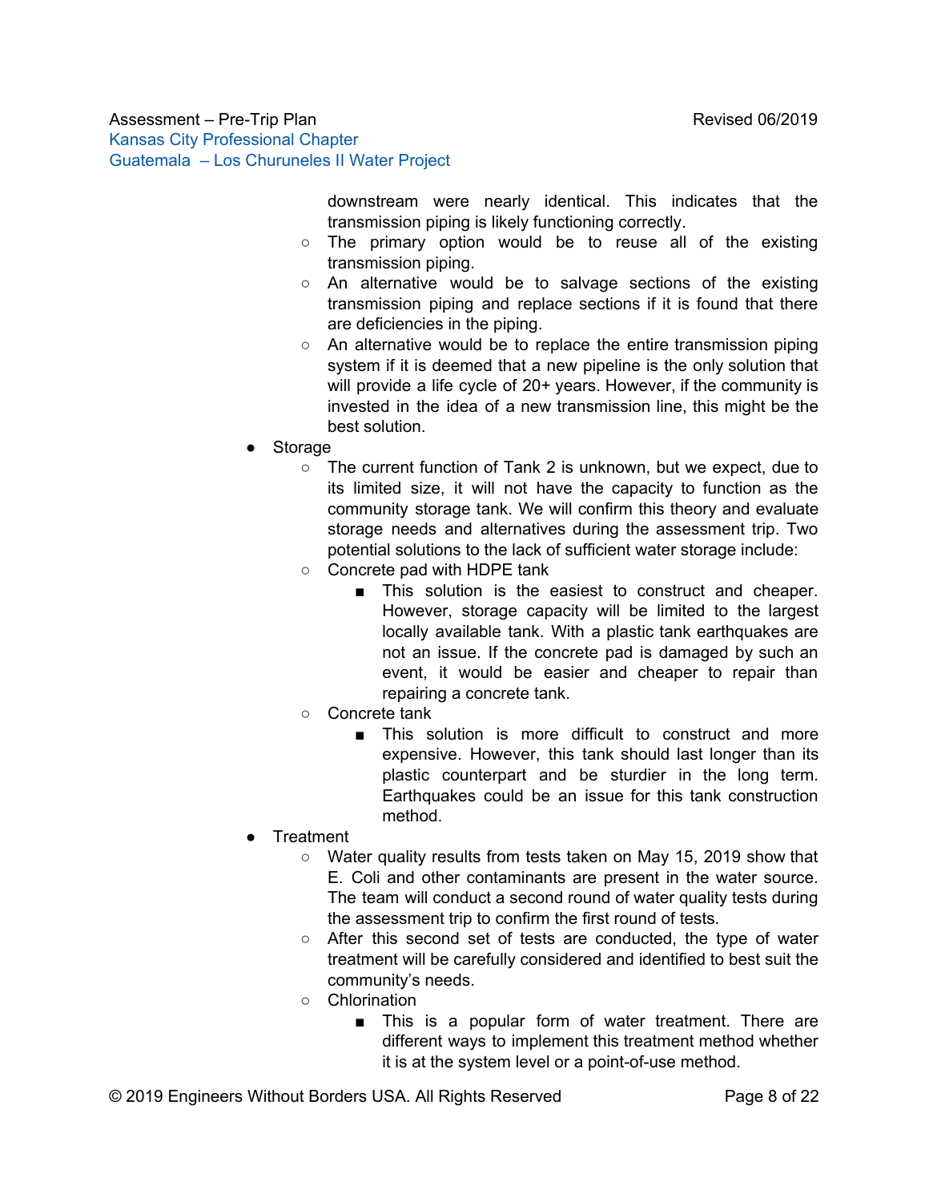downstream were nearly identical. This indicates that the transmission piping is likely functioning correctly.

- The primary option would be to reuse all of the existing transmission piping.
- An alternative would be to salvage sections of the existing transmission piping and replace sections if it is found that there are deficiencies in the piping.
- An alternative would be to replace the entire transmission piping system if it is deemed that a new pipeline is the only solution that will provide a life cycle of 20+ years. However, if the community is invested in the idea of a new transmission line, this might be the best solution.

- Storage
  - The current function of Tank 2 is unknown, but we expect, due to its limited size, it will not have the capacity to function as the community storage tank. We will confirm this theory and evaluate storage needs and alternatives during the assessment trip. Two potential solutions to the lack of sufficient water storage include:
  - Concrete pad with HDPE tank
    - This solution is the easiest to construct and cheaper. However, storage capacity will be limited to the largest locally available tank. With a plastic tank earthquakes are not an issue. If the concrete pad is damaged by such an event, it would be easier and cheaper to repair than repairing a concrete tank.
  - Concrete tank
    - This solution is more difficult to construct and more expensive. However, this tank should last longer than its plastic counterpart and be sturdier in the long term. Earthquakes could be an issue for this tank construction method.
- Treatment
  - Water quality results from tests taken on May 15, 2019 show that E. Coli and other contaminants are present in the water source. The team will conduct a second round of water quality tests during the assessment trip to confirm the first round of tests.
  - After this second set of tests are conducted, the type of water treatment will be carefully considered and identified to best suit the community's needs.
  - Chlorination
    - This is a popular form of water treatment. There are different ways to implement this treatment method whether it is at the system level or a point-of-use method.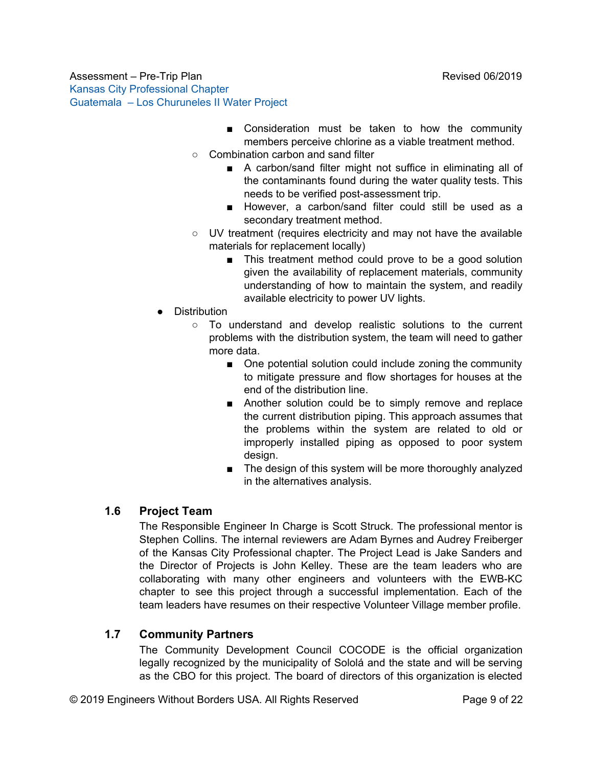- Consideration must be taken to how the community members perceive chlorine as a viable treatment method.
    - Combination carbon and sand filter
        - A carbon/sand filter might not suffice in eliminating all of the contaminants found during the water quality tests. This needs to be verified post-assessment trip.
        - However, a carbon/sand filter could still be used as a secondary treatment method.
    - UV treatment (requires electricity and may not have the available materials for replacement locally)
        - This treatment method could prove to be a good solution given the availability of replacement materials, community understanding of how to maintain the system, and readily available electricity to power UV lights.
- Distribution
    - To understand and develop realistic solutions to the current problems with the distribution system, the team will need to gather more data.
        - One potential solution could include zoning the community to mitigate pressure and flow shortages for houses at the end of the distribution line.
        - Another solution could be to simply remove and replace the current distribution piping. This approach assumes that the problems within the system are related to old or improperly installed piping as opposed to poor system design.
        - The design of this system will be more thoroughly analyzed in the alternatives analysis.

### 1.6 Project Team

The Responsible Engineer In Charge is Scott Struck. The professional mentor is Stephen Collins. The internal reviewers are Adam Byrnes and Audrey Freiberger of the Kansas City Professional chapter. The Project Lead is Jake Sanders and the Director of Projects is John Kelley. These are the team leaders who are collaborating with many other engineers and volunteers with the EWB-KC chapter to see this project through a successful implementation. Each of the team leaders have resumes on their respective Volunteer Village member profile.

### 1.7 Community Partners

The Community Development Council COCODE is the official organization legally recognized by the municipality of Sololá and the state and will be serving as the CBO for this project. The board of directors of this organization is elected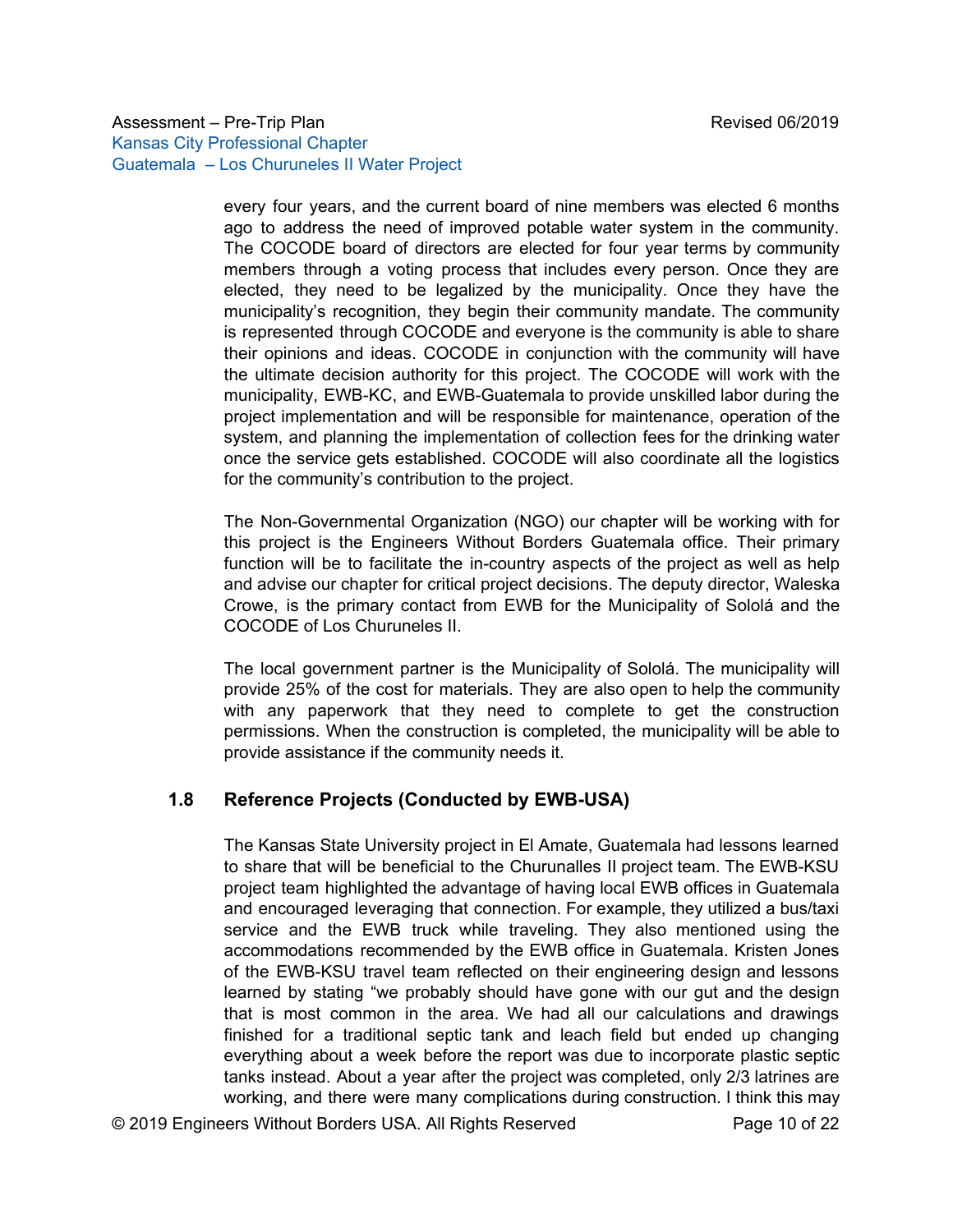every four years, and the current board of nine members was elected 6 months ago to address the need of improved potable water system in the community. The COCODE board of directors are elected for four year terms by community members through a voting process that includes every person. Once they are elected, they need to be legalized by the municipality. Once they have the municipality's recognition, they begin their community mandate. The community is represented through COCODE and everyone is the community is able to share their opinions and ideas. COCODE in conjunction with the community will have the ultimate decision authority for this project. The COCODE will work with the municipality, EWB-KC, and EWB-Guatemala to provide unskilled labor during the project implementation and will be responsible for maintenance, operation of the system, and planning the implementation of collection fees for the drinking water once the service gets established. COCODE will also coordinate all the logistics for the community's contribution to the project.

The Non-Governmental Organization (NGO) our chapter will be working with for this project is the Engineers Without Borders Guatemala office. Their primary function will be to facilitate the in-country aspects of the project as well as help and advise our chapter for critical project decisions. The deputy director, Waleska Crowe, is the primary contact from EWB for the Municipality of Sololá and the COCODE of Los Churuneles II.

The local government partner is the Municipality of Sololá. The municipality will provide 25% of the cost for materials. They are also open to help the community with any paperwork that they need to complete to get the construction permissions. When the construction is completed, the municipality will be able to provide assistance if the community needs it.

## 1.8 Reference Projects (Conducted by EWB-USA)

The Kansas State University project in El Amate, Guatemala had lessons learned to share that will be beneficial to the Churunalles II project team. The EWB-KSU project team highlighted the advantage of having local EWB offices in Guatemala and encouraged leveraging that connection. For example, they utilized a bus/taxi service and the EWB truck while traveling. They also mentioned using the accommodations recommended by the EWB office in Guatemala. Kristen Jones of the EWB-KSU travel team reflected on their engineering design and lessons learned by stating "we probably should have gone with our gut and the design that is most common in the area. We had all our calculations and drawings finished for a traditional septic tank and leach field but ended up changing everything about a week before the report was due to incorporate plastic septic tanks instead. About a year after the project was completed, only 2/3 latrines are working, and there were many complications during construction. I think this may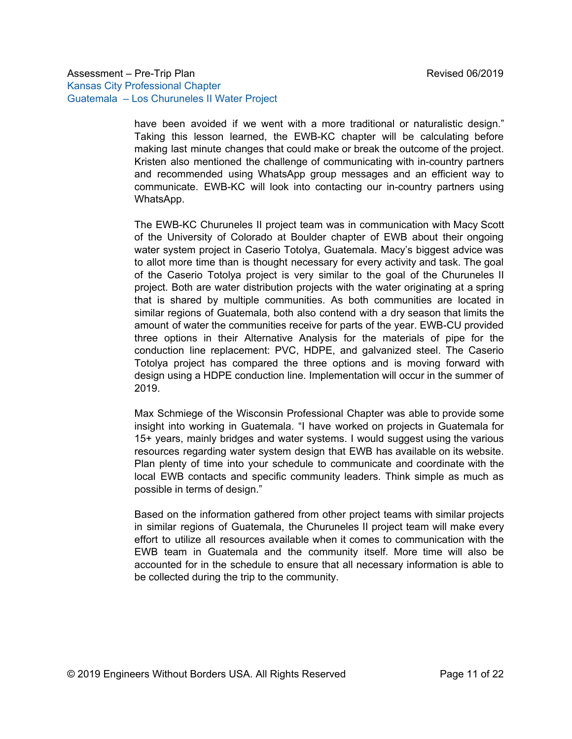have been avoided if we went with a more traditional or naturalistic design." Taking this lesson learned, the EWB-KC chapter will be calculating before making last minute changes that could make or break the outcome of the project. Kristen also mentioned the challenge of communicating with in-country partners and recommended using WhatsApp group messages and an efficient way to communicate. EWB-KC will look into contacting our in-country partners using WhatsApp.

The EWB-KC Churuneles II project team was in communication with Macy Scott of the University of Colorado at Boulder chapter of EWB about their ongoing water system project in Caserio Totolya, Guatemala. Macy's biggest advice was to allot more time than is thought necessary for every activity and task. The goal of the Caserio Totolya project is very similar to the goal of the Churuneles II project. Both are water distribution projects with the water originating at a spring that is shared by multiple communities. As both communities are located in similar regions of Guatemala, both also contend with a dry season that limits the amount of water the communities receive for parts of the year. EWB-CU provided three options in their Alternative Analysis for the materials of pipe for the conduction line replacement: PVC, HDPE, and galvanized steel. The Caserio Totolya project has compared the three options and is moving forward with design using a HDPE conduction line. Implementation will occur in the summer of 2019.

Max Schmiege of the Wisconsin Professional Chapter was able to provide some insight into working in Guatemala. "I have worked on projects in Guatemala for 15+ years, mainly bridges and water systems. I would suggest using the various resources regarding water system design that EWB has available on its website. Plan plenty of time into your schedule to communicate and coordinate with the local EWB contacts and specific community leaders. Think simple as much as possible in terms of design."

Based on the information gathered from other project teams with similar projects in similar regions of Guatemala, the Churuneles II project team will make every effort to utilize all resources available when it comes to communication with the EWB team in Guatemala and the community itself. More time will also be accounted for in the schedule to ensure that all necessary information is able to be collected during the trip to the community.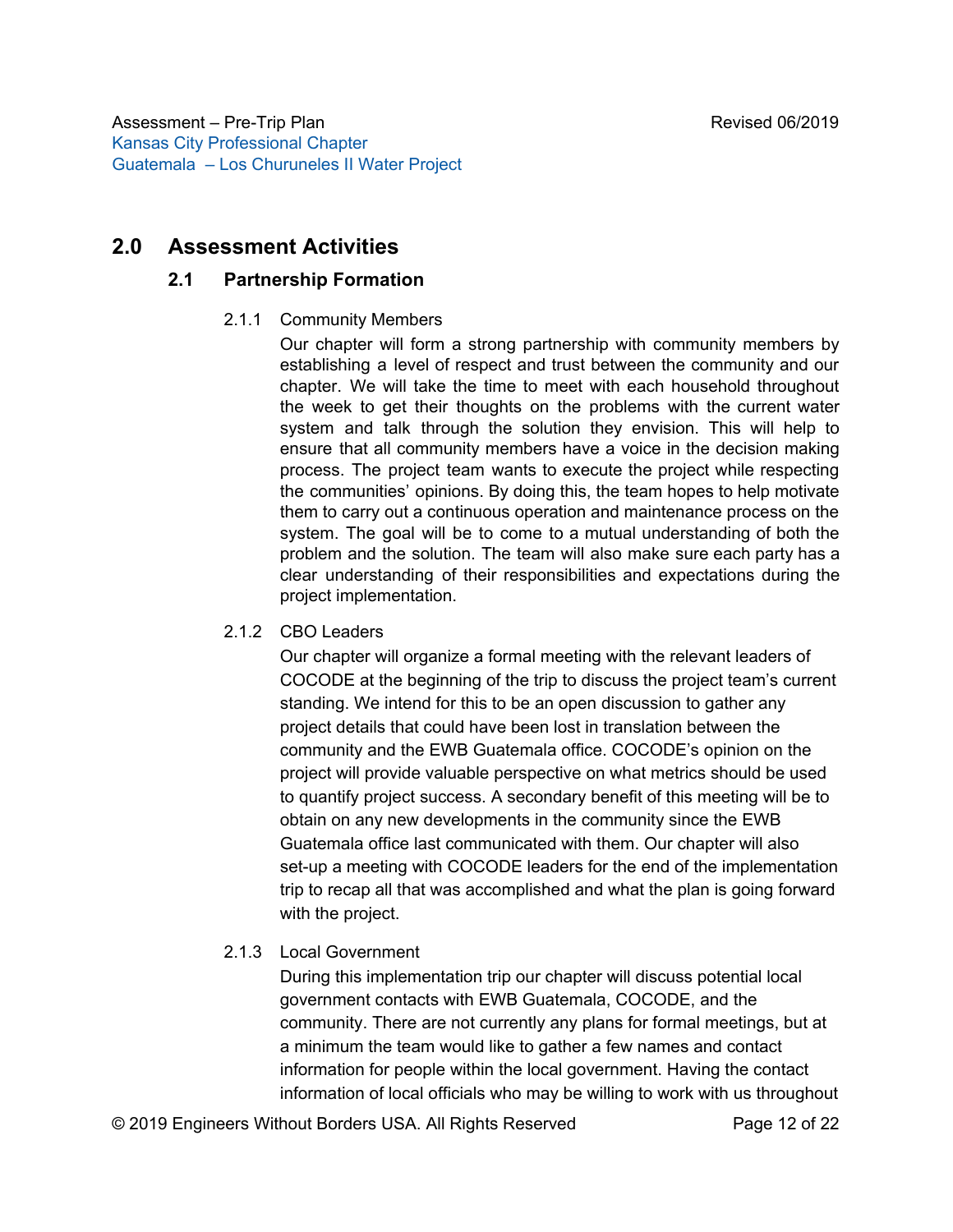## 2.0 Assessment Activities

### 2.1 Partnership Formation

#### 2.1.1 Community Members

Our chapter will form a strong partnership with community members by establishing a level of respect and trust between the community and our chapter. We will take the time to meet with each household throughout the week to get their thoughts on the problems with the current water system and talk through the solution they envision. This will help to ensure that all community members have a voice in the decision making process. The project team wants to execute the project while respecting the communities' opinions. By doing this, the team hopes to help motivate them to carry out a continuous operation and maintenance process on the system. The goal will be to come to a mutual understanding of both the problem and the solution. The team will also make sure each party has a clear understanding of their responsibilities and expectations during the project implementation.

#### 2.1.2 CBO Leaders

Our chapter will organize a formal meeting with the relevant leaders of COCODE at the beginning of the trip to discuss the project team's current standing. We intend for this to be an open discussion to gather any project details that could have been lost in translation between the community and the EWB Guatemala office. COCODE's opinion on the project will provide valuable perspective on what metrics should be used to quantify project success. A secondary benefit of this meeting will be to obtain on any new developments in the community since the EWB Guatemala office last communicated with them. Our chapter will also set-up a meeting with COCODE leaders for the end of the implementation trip to recap all that was accomplished and what the plan is going forward with the project.

#### 2.1.3 Local Government

During this implementation trip our chapter will discuss potential local government contacts with EWB Guatemala, COCODE, and the community. There are not currently any plans for formal meetings, but at a minimum the team would like to gather a few names and contact information for people within the local government. Having the contact information of local officials who may be willing to work with us throughout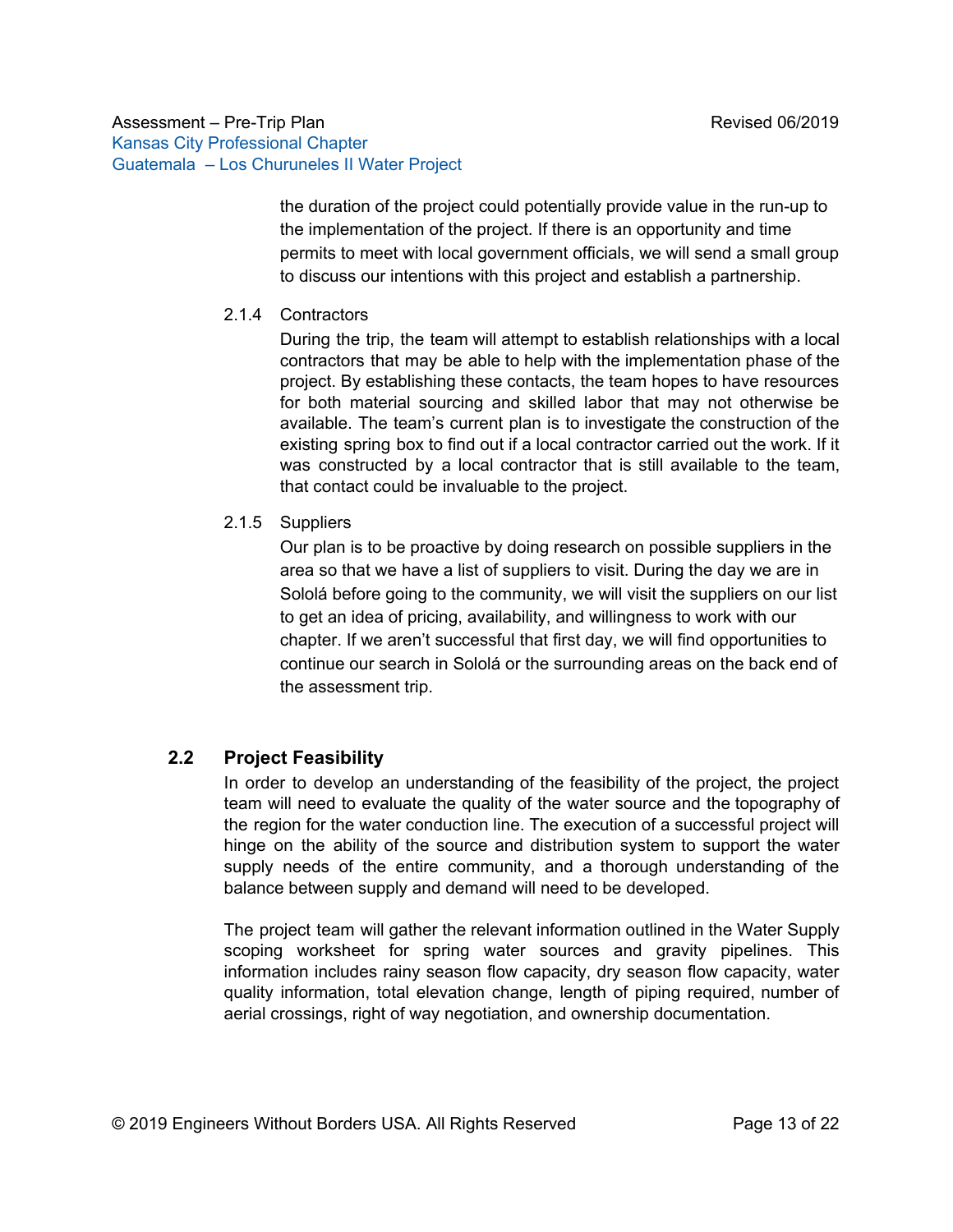the duration of the project could potentially provide value in the run-up to the implementation of the project. If there is an opportunity and time permits to meet with local government officials, we will send a small group to discuss our intentions with this project and establish a partnership.

#### 2.1.4 Contractors

During the trip, the team will attempt to establish relationships with a local contractors that may be able to help with the implementation phase of the project. By establishing these contacts, the team hopes to have resources for both material sourcing and skilled labor that may not otherwise be available. The team's current plan is to investigate the construction of the existing spring box to find out if a local contractor carried out the work. If it was constructed by a local contractor that is still available to the team, that contact could be invaluable to the project.

#### 2.1.5 Suppliers

Our plan is to be proactive by doing research on possible suppliers in the area so that we have a list of suppliers to visit. During the day we are in Sololá before going to the community, we will visit the suppliers on our list to get an idea of pricing, availability, and willingness to work with our chapter. If we aren't successful that first day, we will find opportunities to continue our search in Sololá or the surrounding areas on the back end of the assessment trip.

### 2.2 Project Feasibility

In order to develop an understanding of the feasibility of the project, the project team will need to evaluate the quality of the water source and the topography of the region for the water conduction line. The execution of a successful project will hinge on the ability of the source and distribution system to support the water supply needs of the entire community, and a thorough understanding of the balance between supply and demand will need to be developed.

The project team will gather the relevant information outlined in the Water Supply scoping worksheet for spring water sources and gravity pipelines. This information includes rainy season flow capacity, dry season flow capacity, water quality information, total elevation change, length of piping required, number of aerial crossings, right of way negotiation, and ownership documentation.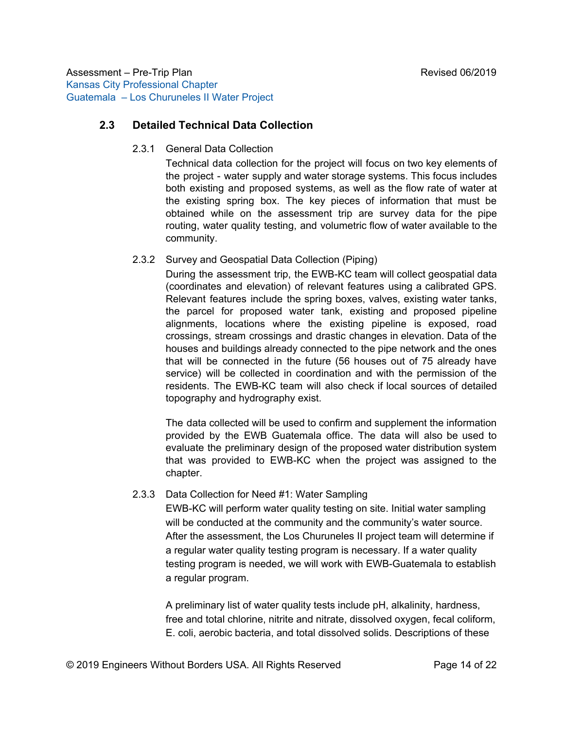## 2.3 Detailed Technical Data Collection

### 2.3.1 General Data Collection

Technical data collection for the project will focus on two key elements of the project - water supply and water storage systems. This focus includes both existing and proposed systems, as well as the flow rate of water at the existing spring box. The key pieces of information that must be obtained while on the assessment trip are survey data for the pipe routing, water quality testing, and volumetric flow of water available to the community.

### 2.3.2 Survey and Geospatial Data Collection (Piping)

During the assessment trip, the EWB-KC team will collect geospatial data (coordinates and elevation) of relevant features using a calibrated GPS. Relevant features include the spring boxes, valves, existing water tanks, the parcel for proposed water tank, existing and proposed pipeline alignments, locations where the existing pipeline is exposed, road crossings, stream crossings and drastic changes in elevation. Data of the houses and buildings already connected to the pipe network and the ones that will be connected in the future (56 houses out of 75 already have service) will be collected in coordination and with the permission of the residents. The EWB-KC team will also check if local sources of detailed topography and hydrography exist.

The data collected will be used to confirm and supplement the information provided by the EWB Guatemala office. The data will also be used to evaluate the preliminary design of the proposed water distribution system that was provided to EWB-KC when the project was assigned to the chapter.

### 2.3.3 Data Collection for Need #1: Water Sampling

EWB-KC will perform water quality testing on site. Initial water sampling will be conducted at the community and the community's water source. After the assessment, the Los Churuneles II project team will determine if a regular water quality testing program is necessary. If a water quality testing program is needed, we will work with EWB-Guatemala to establish a regular program.

A preliminary list of water quality tests include pH, alkalinity, hardness, free and total chlorine, nitrite and nitrate, dissolved oxygen, fecal coliform, E. coli, aerobic bacteria, and total dissolved solids. Descriptions of these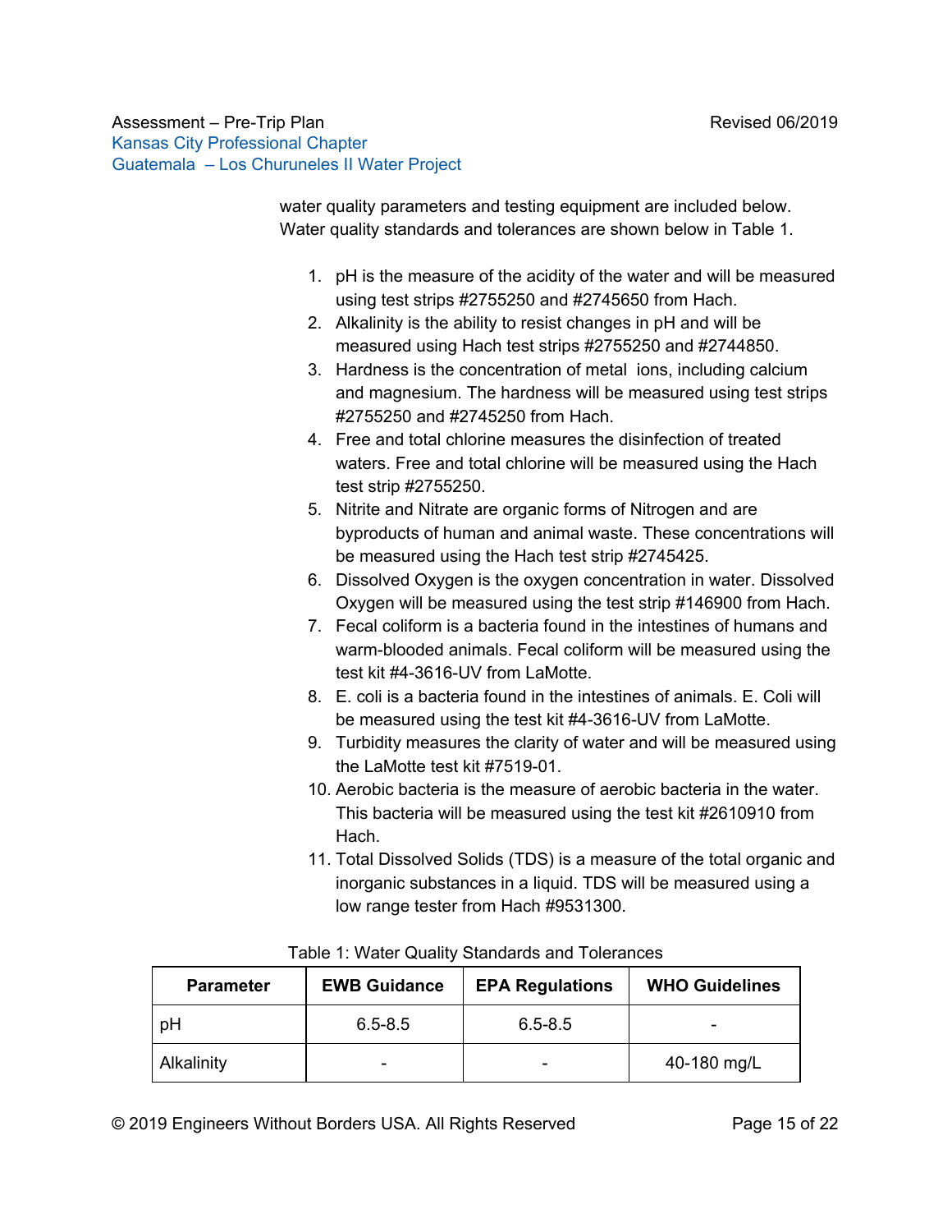water quality parameters and testing equipment are included below. Water quality standards and tolerances are shown below in Table 1.

1. pH is the measure of the acidity of the water and will be measured using test strips #2755250 and #2745650 from Hach.
2. Alkalinity is the ability to resist changes in pH and will be measured using Hach test strips #2755250 and #2744850.
3. Hardness is the concentration of metal ions, including calcium and magnesium. The hardness will be measured using test strips #2755250 and #2745250 from Hach.
4. Free and total chlorine measures the disinfection of treated waters. Free and total chlorine will be measured using the Hach test strip #2755250.
5. Nitrite and Nitrate are organic forms of Nitrogen and are byproducts of human and animal waste. These concentrations will be measured using the Hach test strip #2745425.
6. Dissolved Oxygen is the oxygen concentration in water. Dissolved Oxygen will be measured using the test strip #146900 from Hach.
7. Fecal coliform is a bacteria found in the intestines of humans and warm-blooded animals. Fecal coliform will be measured using the test kit #4-3616-UV from LaMotte.
8. E. coli is a bacteria found in the intestines of animals. E. Coli will be measured using the test kit #4-3616-UV from LaMotte.
9. Turbidity measures the clarity of water and will be measured using the LaMotte test kit #7519-01.
10. Aerobic bacteria is the measure of aerobic bacteria in the water. This bacteria will be measured using the test kit #2610910 from Hach.
11. Total Dissolved Solids (TDS) is a measure of the total organic and inorganic substances in a liquid. TDS will be measured using a low range tester from Hach #9531300.

Table 1: Water Quality Standards and Tolerances

| Parameter | EWB Guidance | EPA Regulations | WHO Guidelines |
|---|---|---|---|
| pH | 6.5-8.5 | 6.5-8.5 | - |
| Alkalinity | - | - | 40-180 mg/L |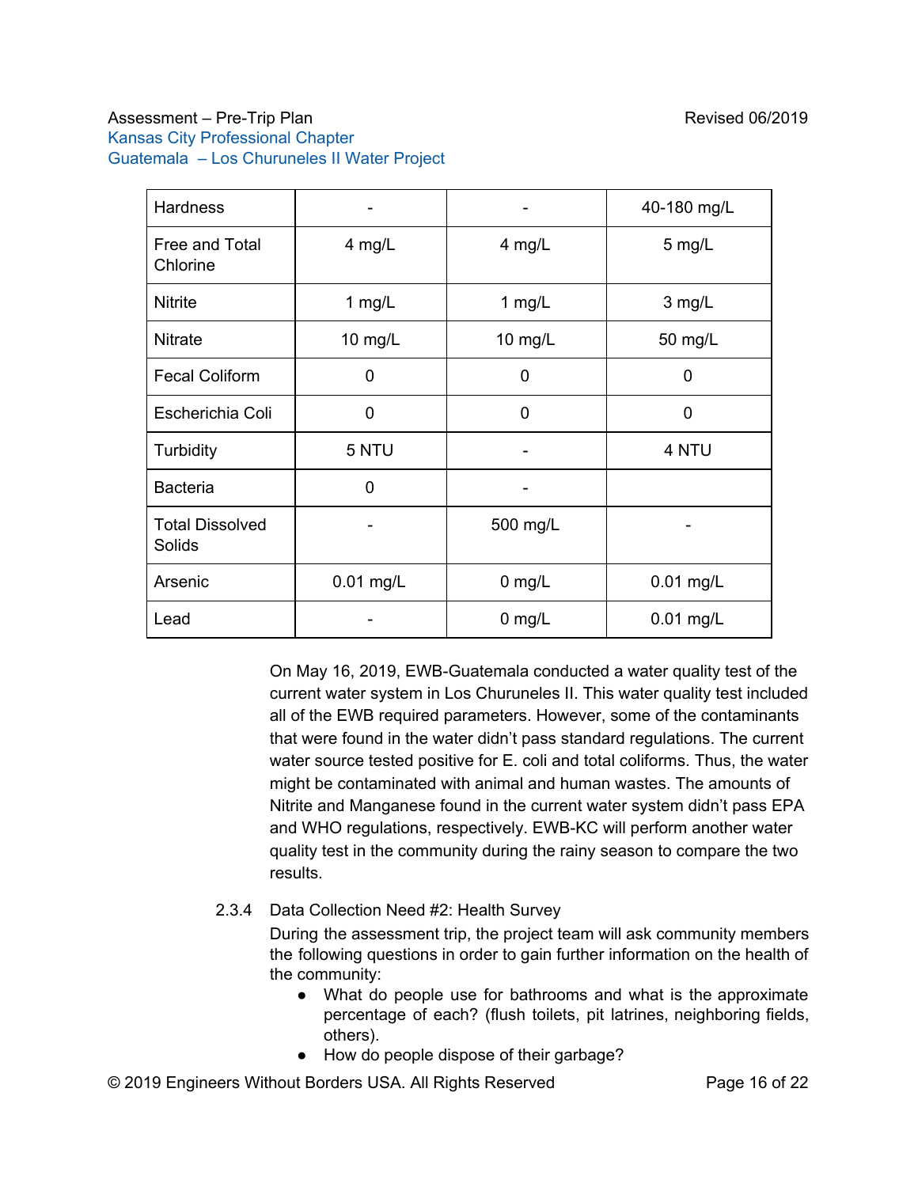| Hardness | - | - | 40-180 mg/L |
|---|---|---|---|
| Free and Total Chlorine | 4 mg/L | 4 mg/L | 5 mg/L |
| Nitrite | 1 mg/L | 1 mg/L | 3 mg/L |
| Nitrate | 10 mg/L | 10 mg/L | 50 mg/L |
| Fecal Coliform | 0 | 0 | 0 |
| Escherichia Coli | 0 | 0 | 0 |
| Turbidity | 5 NTU | - | 4 NTU |
| Bacteria | 0 | - | |
| Total Dissolved Solids | - | 500 mg/L | - |
| Arsenic | 0.01 mg/L | 0 mg/L | 0.01 mg/L |
| Lead | - | 0 mg/L | 0.01 mg/L |

On May 16, 2019, EWB-Guatemala conducted a water quality test of the current water system in Los Churuneles II. This water quality test included all of the EWB required parameters. However, some of the contaminants that were found in the water didn't pass standard regulations. The current water source tested positive for E. coli and total coliforms. Thus, the water might be contaminated with animal and human wastes. The amounts of Nitrite and Manganese found in the current water system didn't pass EPA and WHO regulations, respectively. EWB-KC will perform another water quality test in the community during the rainy season to compare the two results.

2.3.4 Data Collection Need #2: Health Survey

During the assessment trip, the project team will ask community members the following questions in order to gain further information on the health of the community:

- What do people use for bathrooms and what is the approximate percentage of each? (flush toilets, pit latrines, neighboring fields, others).
- How do people dispose of their garbage?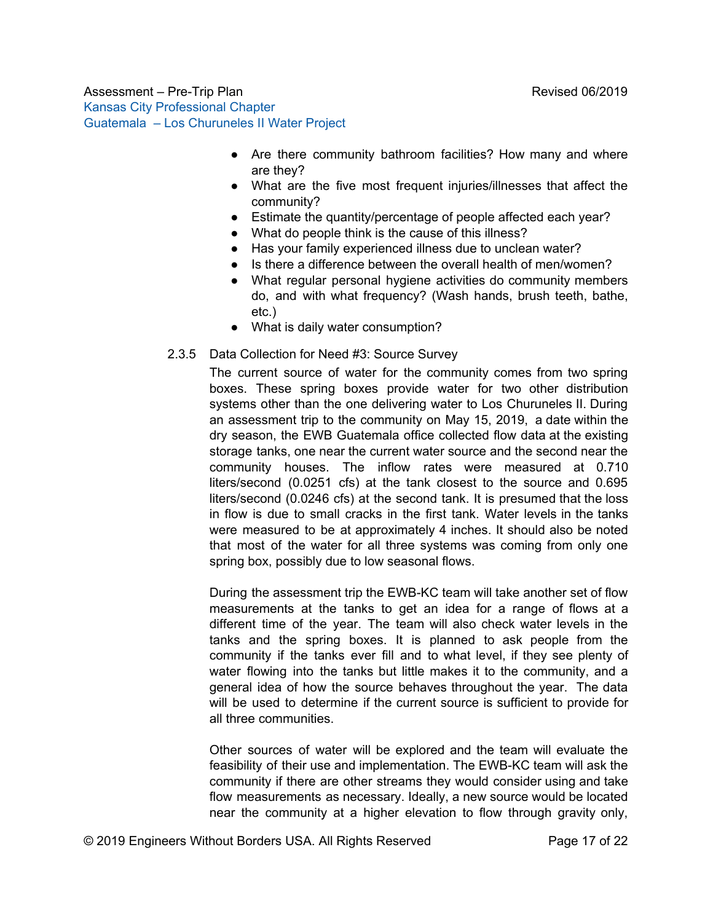- Are there community bathroom facilities? How many and where are they?
- What are the five most frequent injuries/illnesses that affect the community?
- Estimate the quantity/percentage of people affected each year?
- What do people think is the cause of this illness?
- Has your family experienced illness due to unclean water?
- Is there a difference between the overall health of men/women?
- What regular personal hygiene activities do community members do, and with what frequency? (Wash hands, brush teeth, bathe, etc.)
- What is daily water consumption?

#### 2.3.5 Data Collection for Need #3: Source Survey

The current source of water for the community comes from two spring boxes. These spring boxes provide water for two other distribution systems other than the one delivering water to Los Churuneles II. During an assessment trip to the community on May 15, 2019, a date within the dry season, the EWB Guatemala office collected flow data at the existing storage tanks, one near the current water source and the second near the community houses. The inflow rates were measured at 0.710 liters/second (0.0251 cfs) at the tank closest to the source and 0.695 liters/second (0.0246 cfs) at the second tank. It is presumed that the loss in flow is due to small cracks in the first tank. Water levels in the tanks were measured to be at approximately 4 inches. It should also be noted that most of the water for all three systems was coming from only one spring box, possibly due to low seasonal flows.

During the assessment trip the EWB-KC team will take another set of flow measurements at the tanks to get an idea for a range of flows at a different time of the year. The team will also check water levels in the tanks and the spring boxes. It is planned to ask people from the community if the tanks ever fill and to what level, if they see plenty of water flowing into the tanks but little makes it to the community, and a general idea of how the source behaves throughout the year. The data will be used to determine if the current source is sufficient to provide for all three communities.

Other sources of water will be explored and the team will evaluate the feasibility of their use and implementation. The EWB-KC team will ask the community if there are other streams they would consider using and take flow measurements as necessary. Ideally, a new source would be located near the community at a higher elevation to flow through gravity only,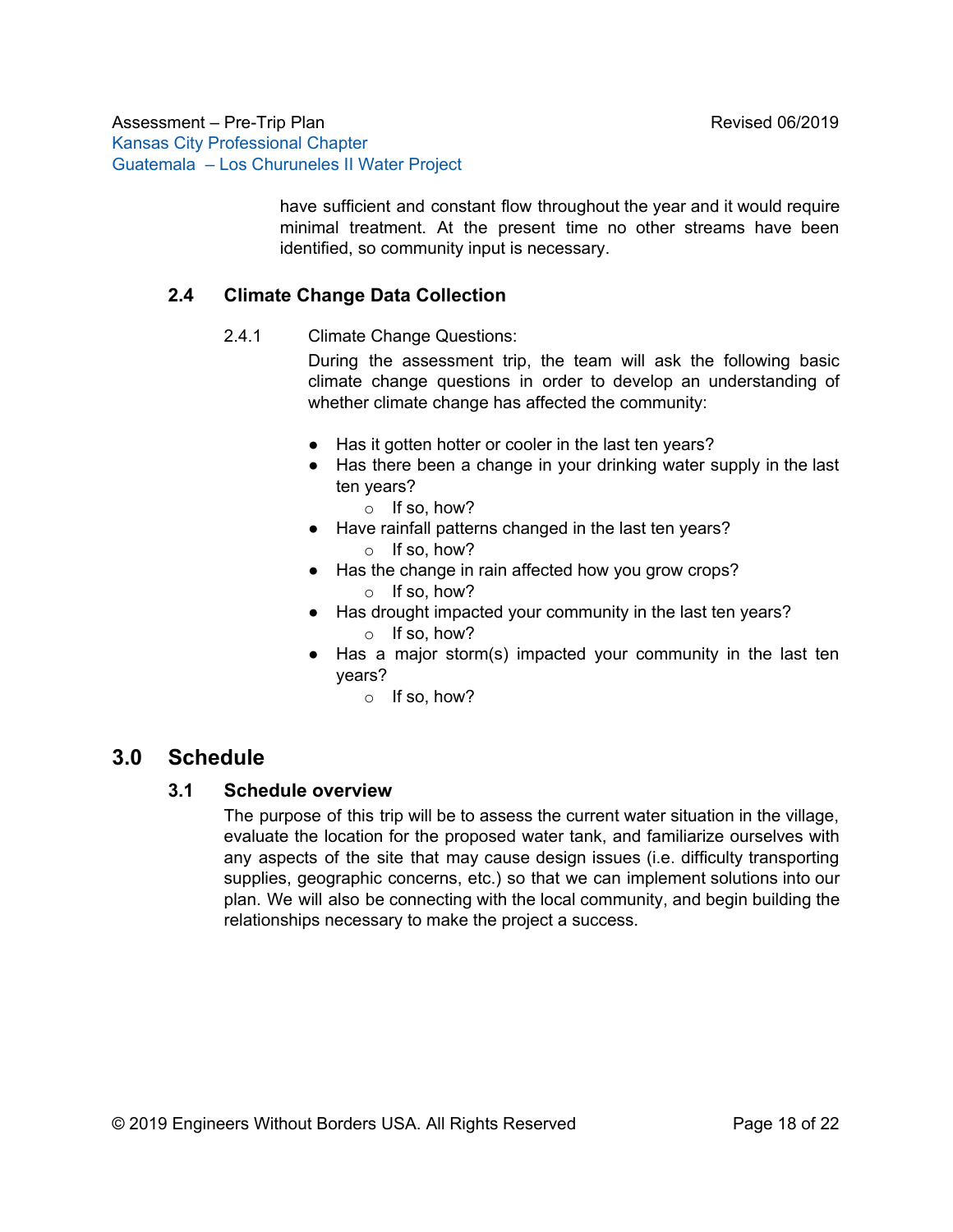have sufficient and constant flow throughout the year and it would require minimal treatment. At the present time no other streams have been identified, so community input is necessary.

### 2.4 Climate Change Data Collection

2.4.1 Climate Change Questions:

During the assessment trip, the team will ask the following basic climate change questions in order to develop an understanding of whether climate change has affected the community:

- Has it gotten hotter or cooler in the last ten years?
- Has there been a change in your drinking water supply in the last ten years?
  - If so, how?
- Have rainfall patterns changed in the last ten years?
  - If so, how?
- Has the change in rain affected how you grow crops?
  - If so, how?
- Has drought impacted your community in the last ten years?
  - If so, how?
- Has a major storm(s) impacted your community in the last ten years?
  - If so, how?

## 3.0 Schedule

### 3.1 Schedule overview

The purpose of this trip will be to assess the current water situation in the village, evaluate the location for the proposed water tank, and familiarize ourselves with any aspects of the site that may cause design issues (i.e. difficulty transporting supplies, geographic concerns, etc.) so that we can implement solutions into our plan. We will also be connecting with the local community, and begin building the relationships necessary to make the project a success.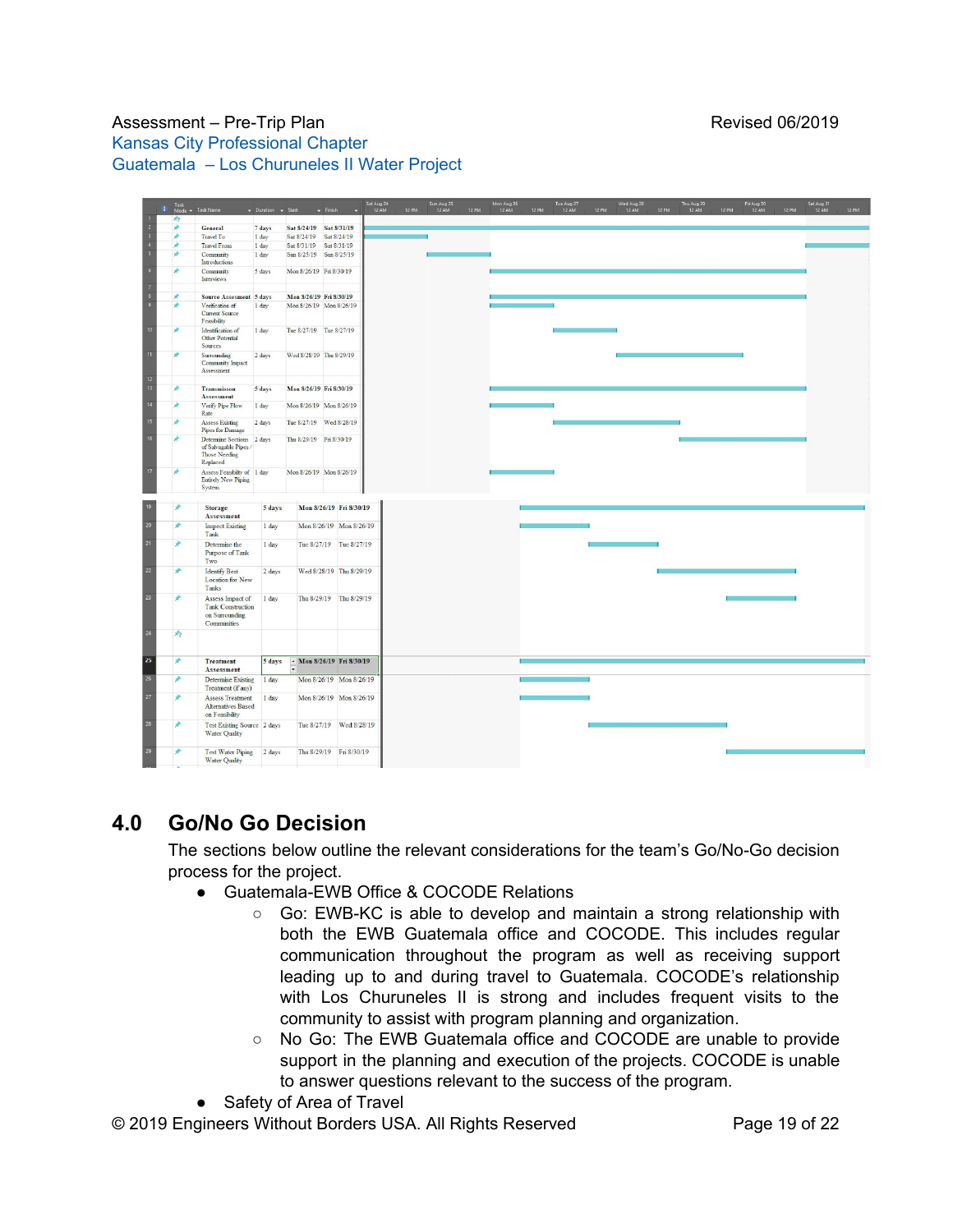| ID | Task Name | Duration | Start | Finish |
|---|---|---|---|---|
| 1 | | | | |
| 2 | General | 7 days | Sat 8/24/19 | Sat 8/31/19 |
| 3 | Travel To | 1 day | Sat 8/24/19 | Sat 8/24/19 |
| 4 | Travel From | 1 day | Sat 8/31/19 | Sat 8/31/19 |
| 5 | Community Introductions | 1 day | Sun 8/25/19 | Sun 8/25/19 |
| 6 | Community Interviews | 5 days | Mon 8/26/19 | Fri 8/30/19 |
| 7 | | | | |
| 8 | Source Assessment | 5 days | Mon 8/26/19 | Fri 8/30/19 |
| 9 | Verification of Current Source Feasibility | 1 day | Mon 8/26/19 | Mon 8/26/19 |
| 10 | Identification of Other Potential Sources | 1 day | Tue 8/27/19 | Tue 8/27/19 |
| 11 | Surrounding Community Impact Assessment | 2 days | Wed 8/28/19 | Thu 8/29/19 |
| 12 | | | | |
| 13 | Transmission Assessment | 5 days | Mon 8/26/19 | Fri 8/30/19 |
| 14 | Verify Pipe Flow Rate | 1 day | Mon 8/26/19 | Mon 8/26/19 |
| 15 | Assess Existing Pipes for Damage | 2 days | Tue 8/27/19 | Wed 8/28/19 |
| 16 | Determine Sections of Salvagable Pipes / Those Needing Replaced | 2 days | Thu 8/29/19 | Fri 8/30/19 |
| 17 | Assess Feasibility of Entirely New Piping System | 1 day | Mon 8/26/19 | Mon 8/26/19 |
| 19 | Storage Assessment | 5 days | Mon 8/26/19 | Fri 8/30/19 |
| 20 | Inspect Existing Tank | 1 day | Mon 8/26/19 | Mon 8/26/19 |
| 21 | Determine the Purpose of Tank Two | 1 day | Tue 8/27/19 | Tue 8/27/19 |
| 22 | Identify Best Location for New Tanks | 2 days | Wed 8/28/19 | Thu 8/29/19 |
| 23 | Assess Impact of Tank Construction on Surrounding Communities | 1 day | Thu 8/29/19 | Thu 8/29/19 |
| 24 | | | | |
| 25 | Treatment Assessment | 5 days | Mon 8/26/19 | Fri 8/30/19 |
| 26 | Determine Existing Treatment (if any) | 1 day | Mon 8/26/19 | Mon 8/26/19 |
| 27 | Assess Treatment Alternatives Based on Feasibility | 1 day | Mon 8/26/19 | Mon 8/26/19 |
| 28 | Test Existing Source Water Quality | 2 days | Tue 8/27/19 | Wed 8/28/19 |
| 29 | Test Water Piping Water Quality | 2 days | Thu 8/29/19 | Fri 8/30/19 |

## 4.0 Go/No Go Decision

The sections below outline the relevant considerations for the team's Go/No-Go decision process for the project.

- Guatemala-EWB Office & COCODE Relations
  - Go: EWB-KC is able to develop and maintain a strong relationship with both the EWB Guatemala office and COCODE. This includes regular communication throughout the program as well as receiving support leading up to and during travel to Guatemala. COCODE's relationship with Los Churuneles II is strong and includes frequent visits to the community to assist with program planning and organization.
  - No Go: The EWB Guatemala office and COCODE are unable to provide support in the planning and execution of the projects. COCODE is unable to answer questions relevant to the success of the program.
- Safety of Area of Travel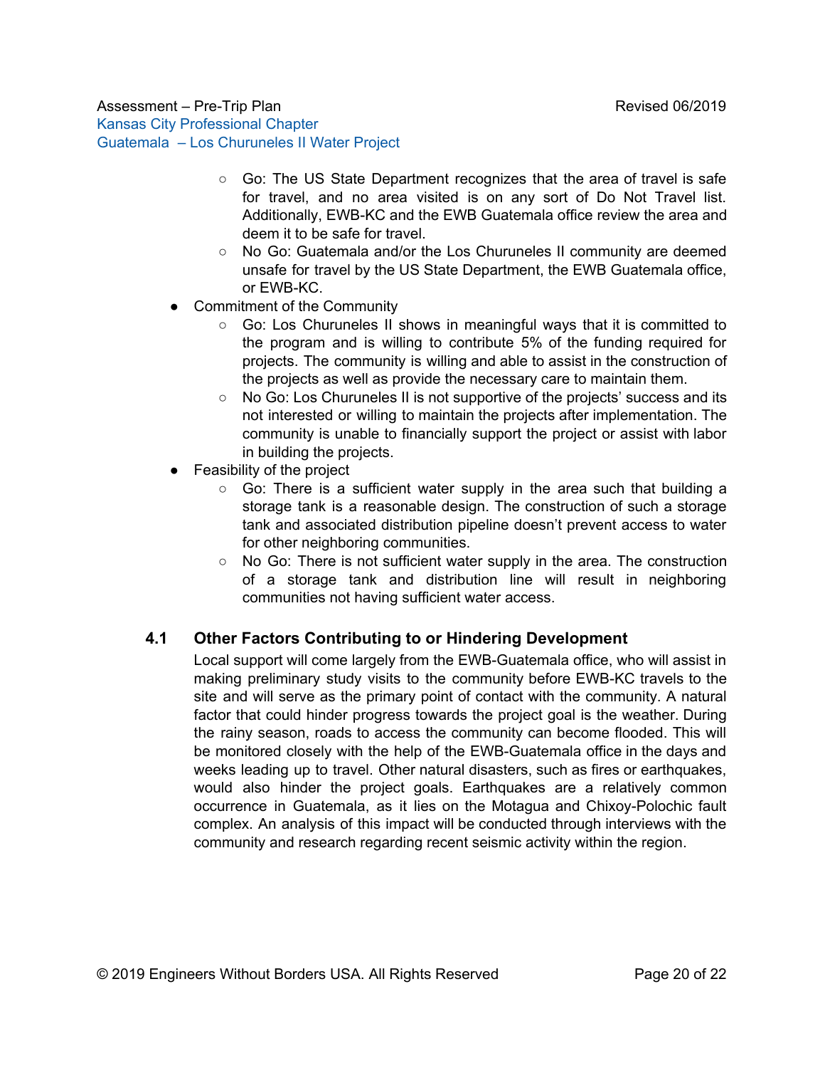- Go: The US State Department recognizes that the area of travel is safe for travel, and no area visited is on any sort of Do Not Travel list. Additionally, EWB-KC and the EWB Guatemala office review the area and deem it to be safe for travel.
  - No Go: Guatemala and/or the Los Churuneles II community are deemed unsafe for travel by the US State Department, the EWB Guatemala office, or EWB-KC.
- Commitment of the Community
  - Go: Los Churuneles II shows in meaningful ways that it is committed to the program and is willing to contribute 5% of the funding required for projects. The community is willing and able to assist in the construction of the projects as well as provide the necessary care to maintain them.
  - No Go: Los Churuneles II is not supportive of the projects' success and its not interested or willing to maintain the projects after implementation. The community is unable to financially support the project or assist with labor in building the projects.
- Feasibility of the project
  - Go: There is a sufficient water supply in the area such that building a storage tank is a reasonable design. The construction of such a storage tank and associated distribution pipeline doesn't prevent access to water for other neighboring communities.
  - No Go: There is not sufficient water supply in the area. The construction of a storage tank and distribution line will result in neighboring communities not having sufficient water access.

## 4.1 Other Factors Contributing to or Hindering Development

Local support will come largely from the EWB-Guatemala office, who will assist in making preliminary study visits to the community before EWB-KC travels to the site and will serve as the primary point of contact with the community. A natural factor that could hinder progress towards the project goal is the weather. During the rainy season, roads to access the community can become flooded. This will be monitored closely with the help of the EWB-Guatemala office in the days and weeks leading up to travel. Other natural disasters, such as fires or earthquakes, would also hinder the project goals. Earthquakes are a relatively common occurrence in Guatemala, as it lies on the Motagua and Chixoy-Polochic fault complex. An analysis of this impact will be conducted through interviews with the community and research regarding recent seismic activity within the region.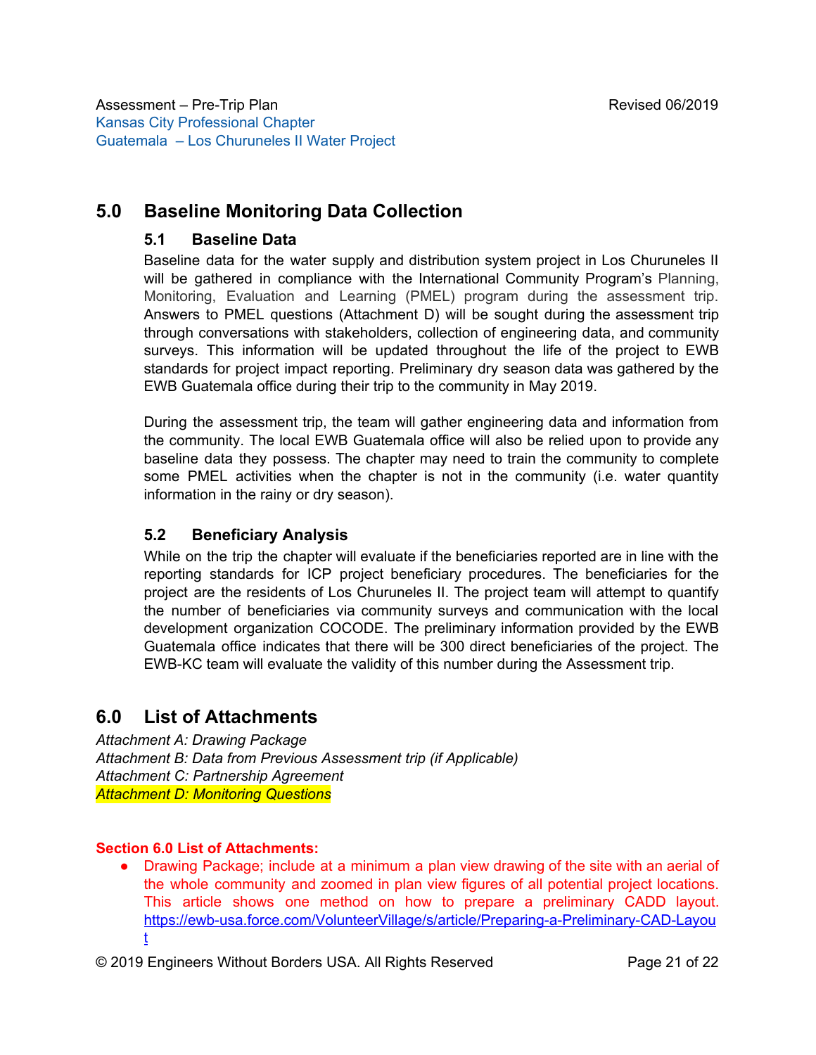## 5.0 Baseline Monitoring Data Collection

### 5.1 Baseline Data

Baseline data for the water supply and distribution system project in Los Churuneles II will be gathered in compliance with the International Community Program's Planning, Monitoring, Evaluation and Learning (PMEL) program during the assessment trip. Answers to PMEL questions (Attachment D) will be sought during the assessment trip through conversations with stakeholders, collection of engineering data, and community surveys. This information will be updated throughout the life of the project to EWB standards for project impact reporting. Preliminary dry season data was gathered by the EWB Guatemala office during their trip to the community in May 2019.

During the assessment trip, the team will gather engineering data and information from the community. The local EWB Guatemala office will also be relied upon to provide any baseline data they possess. The chapter may need to train the community to complete some PMEL activities when the chapter is not in the community (i.e. water quantity information in the rainy or dry season).

### 5.2 Beneficiary Analysis

While on the trip the chapter will evaluate if the beneficiaries reported are in line with the reporting standards for ICP project beneficiary procedures. The beneficiaries for the project are the residents of Los Churuneles II. The project team will attempt to quantify the number of beneficiaries via community surveys and communication with the local development organization COCODE. The preliminary information provided by the EWB Guatemala office indicates that there will be 300 direct beneficiaries of the project. The EWB-KC team will evaluate the validity of this number during the Assessment trip.

## 6.0 List of Attachments

*Attachment A: Drawing Package*
*Attachment B: Data from Previous Assessment trip (if Applicable)*
*Attachment C: Partnership Agreement*
*Attachment D: Monitoring Questions*

**Section 6.0 List of Attachments:**

- Drawing Package; include at a minimum a plan view drawing of the site with an aerial of the whole community and zoomed in plan view figures of all potential project locations. This article shows one method on how to prepare a preliminary CADD layout. https://ewb-usa.force.com/VolunteerVillage/s/article/Preparing-a-Preliminary-CAD-Layout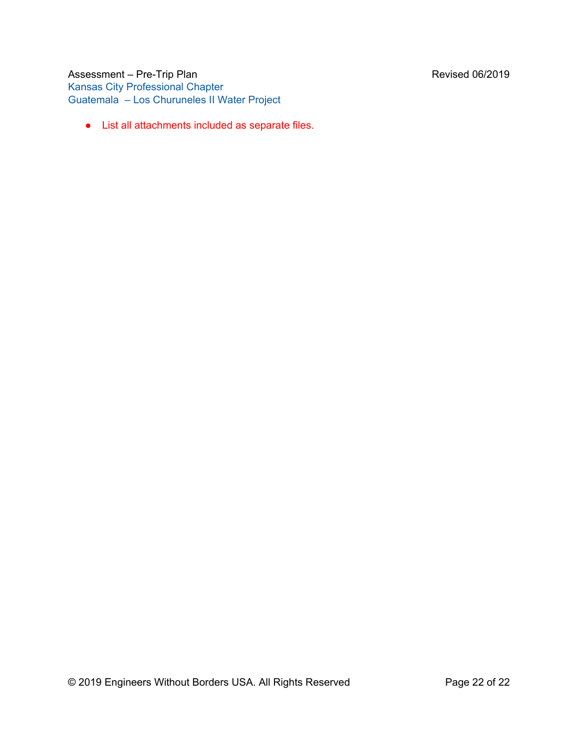- List all attachments included as separate files.